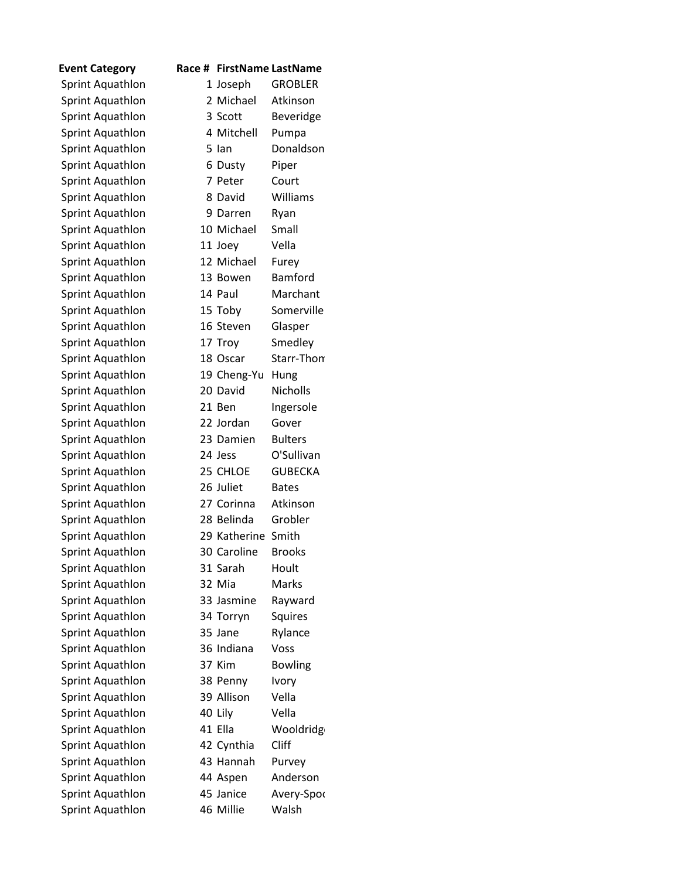| Event Category | Race # | FirstName | LastName |
|---|---|---|---|
| Sprint Aquathlon | 1 | Joseph | GROBLER |
| Sprint Aquathlon | 2 | Michael | Atkinson |
| Sprint Aquathlon | 3 | Scott | Beveridge |
| Sprint Aquathlon | 4 | Mitchell | Pumpa |
| Sprint Aquathlon | 5 | Ian | Donaldson |
| Sprint Aquathlon | 6 | Dusty | Piper |
| Sprint Aquathlon | 7 | Peter | Court |
| Sprint Aquathlon | 8 | David | Williams |
| Sprint Aquathlon | 9 | Darren | Ryan |
| Sprint Aquathlon | 10 | Michael | Small |
| Sprint Aquathlon | 11 | Joey | Vella |
| Sprint Aquathlon | 12 | Michael | Furey |
| Sprint Aquathlon | 13 | Bowen | Bamford |
| Sprint Aquathlon | 14 | Paul | Marchant |
| Sprint Aquathlon | 15 | Toby | Somerville |
| Sprint Aquathlon | 16 | Steven | Glasper |
| Sprint Aquathlon | 17 | Troy | Smedley |
| Sprint Aquathlon | 18 | Oscar | Starr-Thom |
| Sprint Aquathlon | 19 | Cheng-Yu | Hung |
| Sprint Aquathlon | 20 | David | Nicholls |
| Sprint Aquathlon | 21 | Ben | Ingersole |
| Sprint Aquathlon | 22 | Jordan | Gover |
| Sprint Aquathlon | 23 | Damien | Bulters |
| Sprint Aquathlon | 24 | Jess | O'Sullivan |
| Sprint Aquathlon | 25 | CHLOE | GUBECKA |
| Sprint Aquathlon | 26 | Juliet | Bates |
| Sprint Aquathlon | 27 | Corinna | Atkinson |
| Sprint Aquathlon | 28 | Belinda | Grobler |
| Sprint Aquathlon | 29 | Katherine | Smith |
| Sprint Aquathlon | 30 | Caroline | Brooks |
| Sprint Aquathlon | 31 | Sarah | Hoult |
| Sprint Aquathlon | 32 | Mia | Marks |
| Sprint Aquathlon | 33 | Jasmine | Rayward |
| Sprint Aquathlon | 34 | Torryn | Squires |
| Sprint Aquathlon | 35 | Jane | Rylance |
| Sprint Aquathlon | 36 | Indiana | Voss |
| Sprint Aquathlon | 37 | Kim | Bowling |
| Sprint Aquathlon | 38 | Penny | Ivory |
| Sprint Aquathlon | 39 | Allison | Vella |
| Sprint Aquathlon | 40 | Lily | Vella |
| Sprint Aquathlon | 41 | Ella | Wooldridg |
| Sprint Aquathlon | 42 | Cynthia | Cliff |
| Sprint Aquathlon | 43 | Hannah | Purvey |
| Sprint Aquathlon | 44 | Aspen | Anderson |
| Sprint Aquathlon | 45 | Janice | Avery-Spo |
| Sprint Aquathlon | 46 | Millie | Walsh |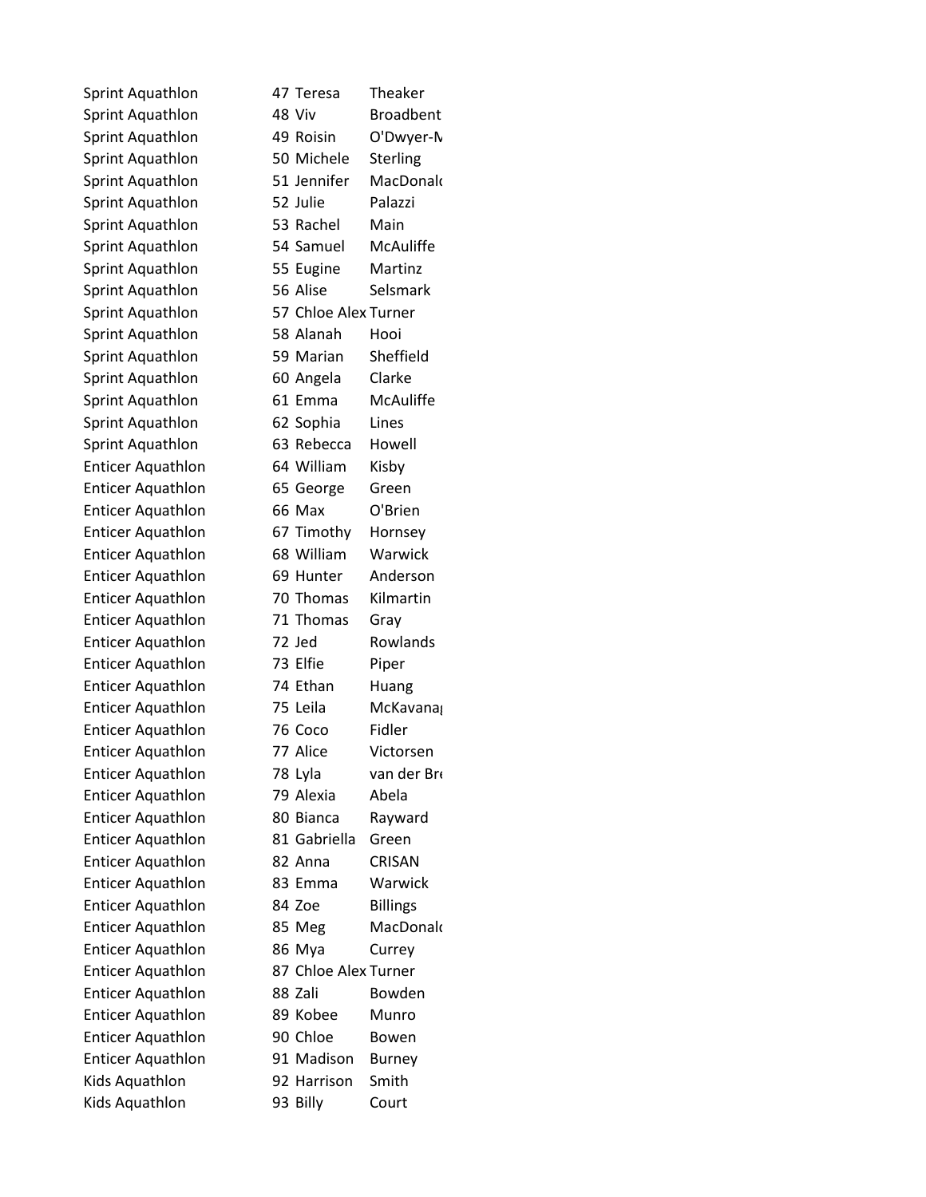| | | | |
|---|---|---|---|
| Sprint Aquathlon | 47 | Teresa | Theaker |
| Sprint Aquathlon | 48 | Viv | Broadbent |
| Sprint Aquathlon | 49 | Roisin | O'Dwyer-M |
| Sprint Aquathlon | 50 | Michele | Sterling |
| Sprint Aquathlon | 51 | Jennifer | MacDonald |
| Sprint Aquathlon | 52 | Julie | Palazzi |
| Sprint Aquathlon | 53 | Rachel | Main |
| Sprint Aquathlon | 54 | Samuel | McAuliffe |
| Sprint Aquathlon | 55 | Eugine | Martinz |
| Sprint Aquathlon | 56 | Alise | Selsmark |
| Sprint Aquathlon | 57 | Chloe Alex | Turner |
| Sprint Aquathlon | 58 | Alanah | Hooi |
| Sprint Aquathlon | 59 | Marian | Sheffield |
| Sprint Aquathlon | 60 | Angela | Clarke |
| Sprint Aquathlon | 61 | Emma | McAuliffe |
| Sprint Aquathlon | 62 | Sophia | Lines |
| Sprint Aquathlon | 63 | Rebecca | Howell |
| Enticer Aquathlon | 64 | William | Kisby |
| Enticer Aquathlon | 65 | George | Green |
| Enticer Aquathlon | 66 | Max | O'Brien |
| Enticer Aquathlon | 67 | Timothy | Hornsey |
| Enticer Aquathlon | 68 | William | Warwick |
| Enticer Aquathlon | 69 | Hunter | Anderson |
| Enticer Aquathlon | 70 | Thomas | Kilmartin |
| Enticer Aquathlon | 71 | Thomas | Gray |
| Enticer Aquathlon | 72 | Jed | Rowlands |
| Enticer Aquathlon | 73 | Elfie | Piper |
| Enticer Aquathlon | 74 | Ethan | Huang |
| Enticer Aquathlon | 75 | Leila | McKavanag |
| Enticer Aquathlon | 76 | Coco | Fidler |
| Enticer Aquathlon | 77 | Alice | Victorsen |
| Enticer Aquathlon | 78 | Lyla | van der Br |
| Enticer Aquathlon | 79 | Alexia | Abela |
| Enticer Aquathlon | 80 | Bianca | Rayward |
| Enticer Aquathlon | 81 | Gabriella | Green |
| Enticer Aquathlon | 82 | Anna | CRISAN |
| Enticer Aquathlon | 83 | Emma | Warwick |
| Enticer Aquathlon | 84 | Zoe | Billings |
| Enticer Aquathlon | 85 | Meg | MacDonald |
| Enticer Aquathlon | 86 | Mya | Currey |
| Enticer Aquathlon | 87 | Chloe Alex | Turner |
| Enticer Aquathlon | 88 | Zali | Bowden |
| Enticer Aquathlon | 89 | Kobee | Munro |
| Enticer Aquathlon | 90 | Chloe | Bowen |
| Enticer Aquathlon | 91 | Madison | Burney |
| Kids Aquathlon | 92 | Harrison | Smith |
| Kids Aquathlon | 93 | Billy | Court |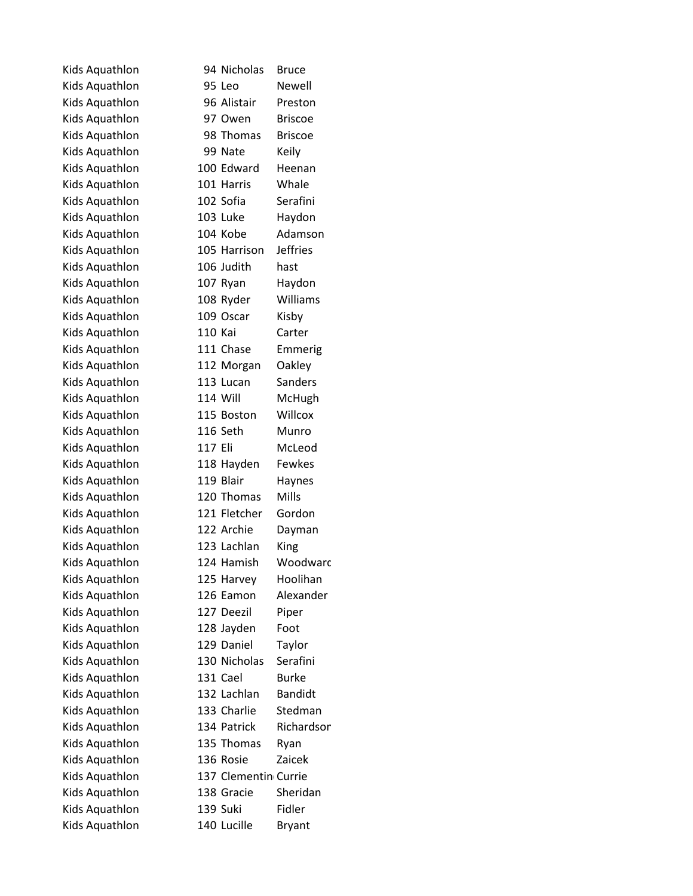| | | | |
|---|---|---|---|
| Kids Aquathlon | 94 | Nicholas | Bruce |
| Kids Aquathlon | 95 | Leo | Newell |
| Kids Aquathlon | 96 | Alistair | Preston |
| Kids Aquathlon | 97 | Owen | Briscoe |
| Kids Aquathlon | 98 | Thomas | Briscoe |
| Kids Aquathlon | 99 | Nate | Keily |
| Kids Aquathlon | 100 | Edward | Heenan |
| Kids Aquathlon | 101 | Harris | Whale |
| Kids Aquathlon | 102 | Sofia | Serafini |
| Kids Aquathlon | 103 | Luke | Haydon |
| Kids Aquathlon | 104 | Kobe | Adamson |
| Kids Aquathlon | 105 | Harrison | Jeffries |
| Kids Aquathlon | 106 | Judith | hast |
| Kids Aquathlon | 107 | Ryan | Haydon |
| Kids Aquathlon | 108 | Ryder | Williams |
| Kids Aquathlon | 109 | Oscar | Kisby |
| Kids Aquathlon | 110 | Kai | Carter |
| Kids Aquathlon | 111 | Chase | Emmerig |
| Kids Aquathlon | 112 | Morgan | Oakley |
| Kids Aquathlon | 113 | Lucan | Sanders |
| Kids Aquathlon | 114 | Will | McHugh |
| Kids Aquathlon | 115 | Boston | Willcox |
| Kids Aquathlon | 116 | Seth | Munro |
| Kids Aquathlon | 117 | Eli | McLeod |
| Kids Aquathlon | 118 | Hayden | Fewkes |
| Kids Aquathlon | 119 | Blair | Haynes |
| Kids Aquathlon | 120 | Thomas | Mills |
| Kids Aquathlon | 121 | Fletcher | Gordon |
| Kids Aquathlon | 122 | Archie | Dayman |
| Kids Aquathlon | 123 | Lachlan | King |
| Kids Aquathlon | 124 | Hamish | Woodwarc |
| Kids Aquathlon | 125 | Harvey | Hoolihan |
| Kids Aquathlon | 126 | Eamon | Alexander |
| Kids Aquathlon | 127 | Deezil | Piper |
| Kids Aquathlon | 128 | Jayden | Foot |
| Kids Aquathlon | 129 | Daniel | Taylor |
| Kids Aquathlon | 130 | Nicholas | Serafini |
| Kids Aquathlon | 131 | Cael | Burke |
| Kids Aquathlon | 132 | Lachlan | Bandidt |
| Kids Aquathlon | 133 | Charlie | Stedman |
| Kids Aquathlon | 134 | Patrick | Richardsor |
| Kids Aquathlon | 135 | Thomas | Ryan |
| Kids Aquathlon | 136 | Rosie | Zaicek |
| Kids Aquathlon | 137 | Clementin | Currie |
| Kids Aquathlon | 138 | Gracie | Sheridan |
| Kids Aquathlon | 139 | Suki | Fidler |
| Kids Aquathlon | 140 | Lucille | Bryant |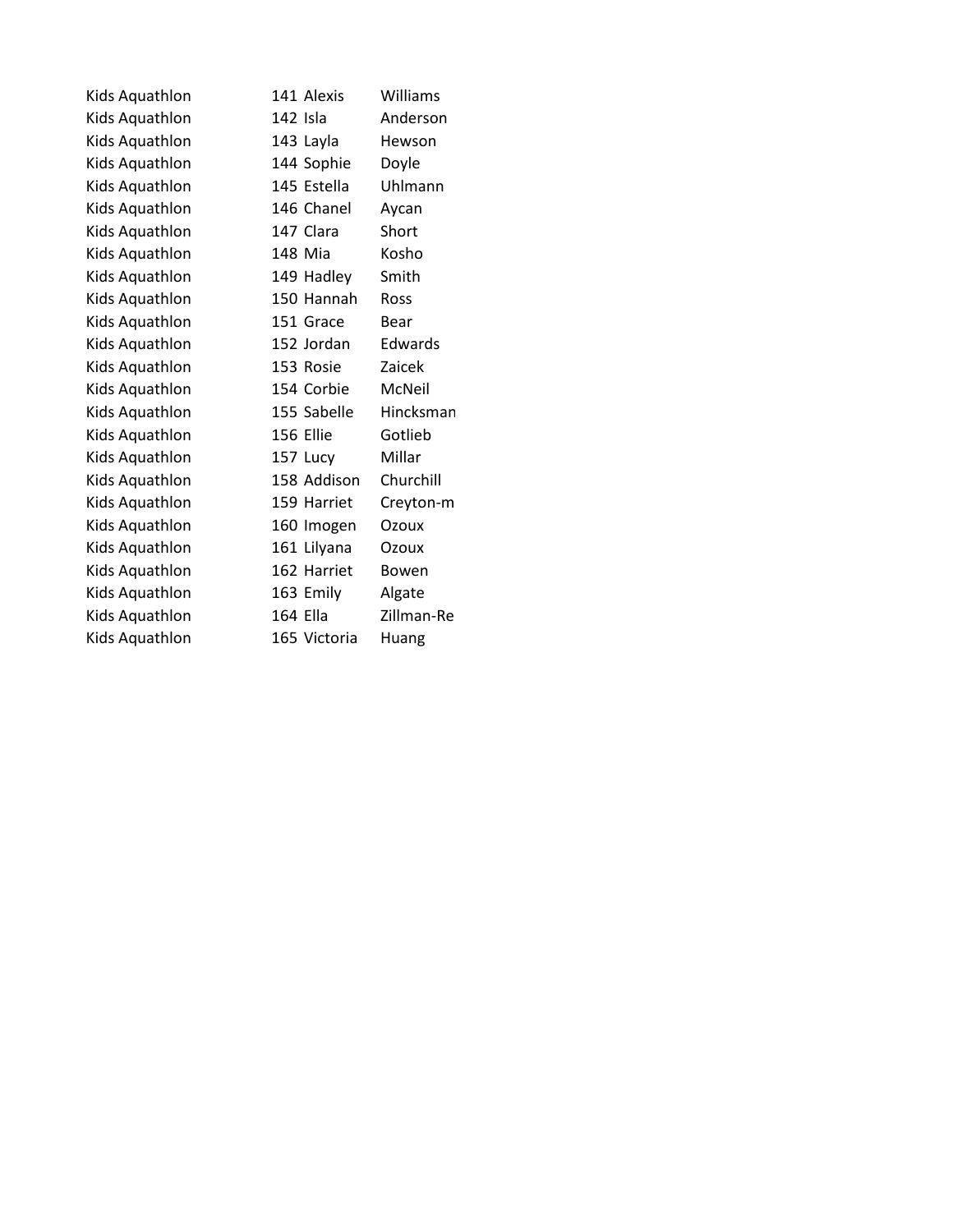| | | | |
|---|---|---|---|
| Kids Aquathlon | 141 | Alexis | Williams |
| Kids Aquathlon | 142 | Isla | Anderson |
| Kids Aquathlon | 143 | Layla | Hewson |
| Kids Aquathlon | 144 | Sophie | Doyle |
| Kids Aquathlon | 145 | Estella | Uhlmann |
| Kids Aquathlon | 146 | Chanel | Aycan |
| Kids Aquathlon | 147 | Clara | Short |
| Kids Aquathlon | 148 | Mia | Kosho |
| Kids Aquathlon | 149 | Hadley | Smith |
| Kids Aquathlon | 150 | Hannah | Ross |
| Kids Aquathlon | 151 | Grace | Bear |
| Kids Aquathlon | 152 | Jordan | Edwards |
| Kids Aquathlon | 153 | Rosie | Zaicek |
| Kids Aquathlon | 154 | Corbie | McNeil |
| Kids Aquathlon | 155 | Sabelle | Hincksman |
| Kids Aquathlon | 156 | Ellie | Gotlieb |
| Kids Aquathlon | 157 | Lucy | Millar |
| Kids Aquathlon | 158 | Addison | Churchill |
| Kids Aquathlon | 159 | Harriet | Creyton-m |
| Kids Aquathlon | 160 | Imogen | Ozoux |
| Kids Aquathlon | 161 | Lilyana | Ozoux |
| Kids Aquathlon | 162 | Harriet | Bowen |
| Kids Aquathlon | 163 | Emily | Algate |
| Kids Aquathlon | 164 | Ella | Zillman-Re |
| Kids Aquathlon | 165 | Victoria | Huang |